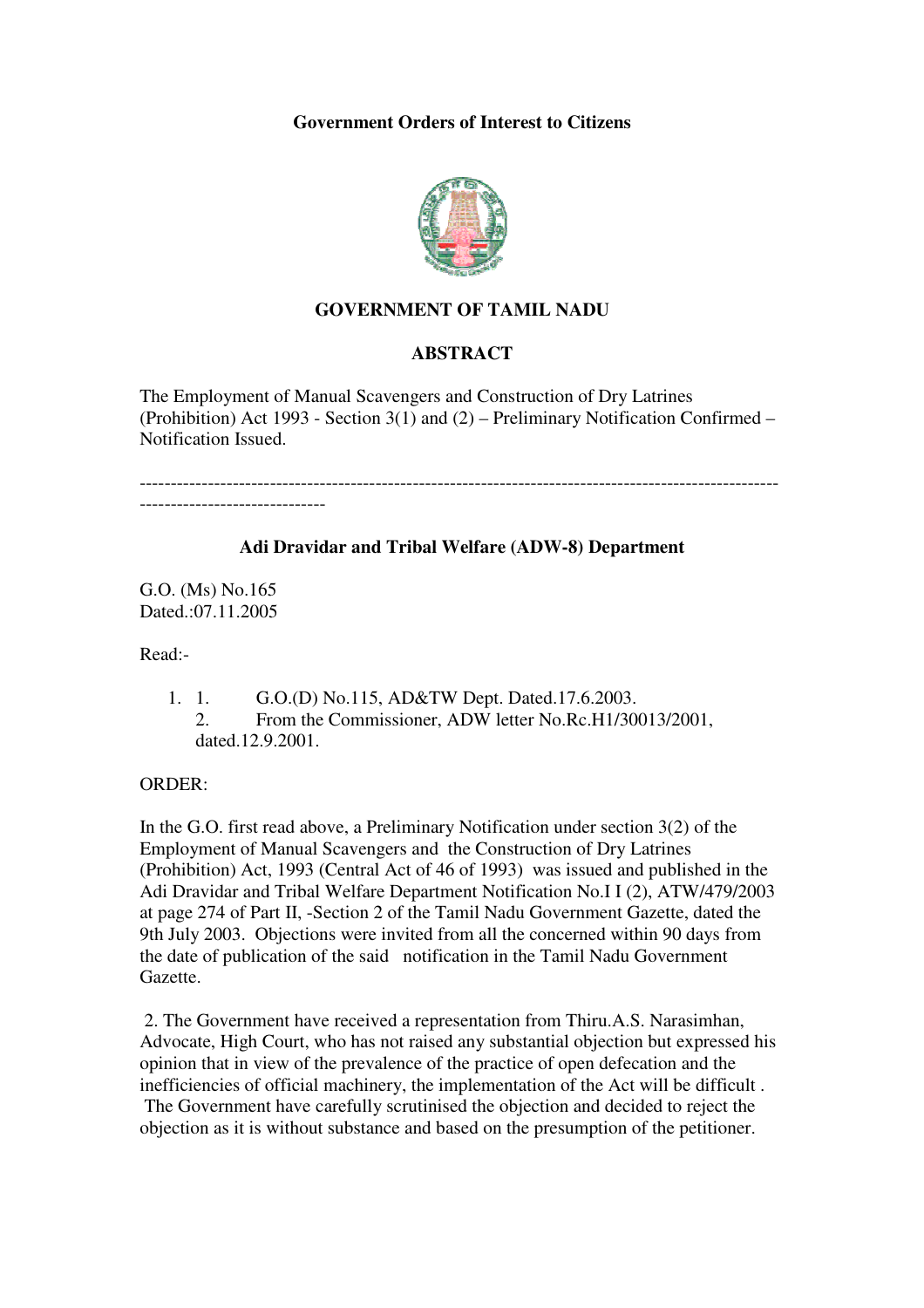**Government Orders of Interest to Citizens**

**GOVERNMENT OF TAMIL NADU**

**ABSTRACT**

The Employment of Manual Scavengers and Construction of Dry Latrines (Prohibition) Act 1993 - Section 3(1) and (2) – Preliminary Notification Confirmed – Notification Issued.

---

**Adi Dravidar and Tribal Welfare (ADW-8) Department**

G.O. (Ms) No.165
Dated.:07.11.2005

Read:-

1. G.O.(D) No.115, AD&TW Dept. Dated.17.6.2003.
2. From the Commissioner, ADW letter No.Rc.H1/30013/2001, dated.12.9.2001.

ORDER:

In the G.O. first read above, a Preliminary Notification under section 3(2) of the Employment of Manual Scavengers and the Construction of Dry Latrines (Prohibition) Act, 1993 (Central Act of 46 of 1993) was issued and published in the Adi Dravidar and Tribal Welfare Department Notification No.I I (2), ATW/479/2003 at page 274 of Part II, -Section 2 of the Tamil Nadu Government Gazette, dated the 9th July 2003. Objections were invited from all the concerned within 90 days from the date of publication of the said notification in the Tamil Nadu Government Gazette.

2. The Government have received a representation from Thiru.A.S. Narasimhan, Advocate, High Court, who has not raised any substantial objection but expressed his opinion that in view of the prevalence of the practice of open defecation and the inefficiencies of official machinery, the implementation of the Act will be difficult . The Government have carefully scrutinised the objection and decided to reject the objection as it is without substance and based on the presumption of the petitioner.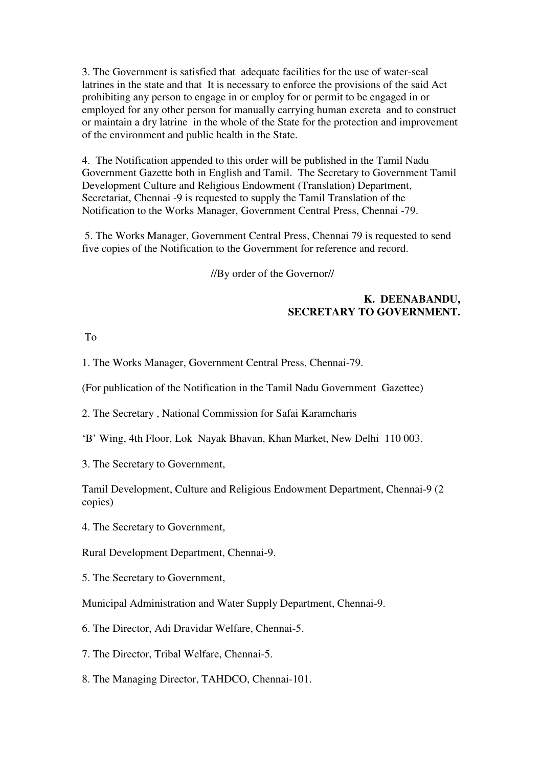3. The Government is satisfied that adequate facilities for the use of water-seal latrines in the state and that It is necessary to enforce the provisions of the said Act prohibiting any person to engage in or employ for or permit to be engaged in or employed for any other person for manually carrying human excreta and to construct or maintain a dry latrine in the whole of the State for the protection and improvement of the environment and public health in the State.

4. The Notification appended to this order will be published in the Tamil Nadu Government Gazette both in English and Tamil. The Secretary to Government Tamil Development Culture and Religious Endowment (Translation) Department, Secretariat, Chennai -9 is requested to supply the Tamil Translation of the Notification to the Works Manager, Government Central Press, Chennai -79.

5. The Works Manager, Government Central Press, Chennai 79 is requested to send five copies of the Notification to the Government for reference and record.

//By order of the Governor//

**K. DEENABANDU,**
**SECRETARY TO GOVERNMENT.**

To

1. The Works Manager, Government Central Press, Chennai-79.

(For publication of the Notification in the Tamil Nadu Government Gazettee)

2. The Secretary , National Commission for Safai Karamcharis

'B' Wing, 4th Floor, Lok Nayak Bhavan, Khan Market, New Delhi 110 003.

3. The Secretary to Government,

Tamil Development, Culture and Religious Endowment Department, Chennai-9 (2 copies)

4. The Secretary to Government,

Rural Development Department, Chennai-9.

5. The Secretary to Government,

Municipal Administration and Water Supply Department, Chennai-9.

6. The Director, Adi Dravidar Welfare, Chennai-5.

7. The Director, Tribal Welfare, Chennai-5.

8. The Managing Director, TAHDCO, Chennai-101.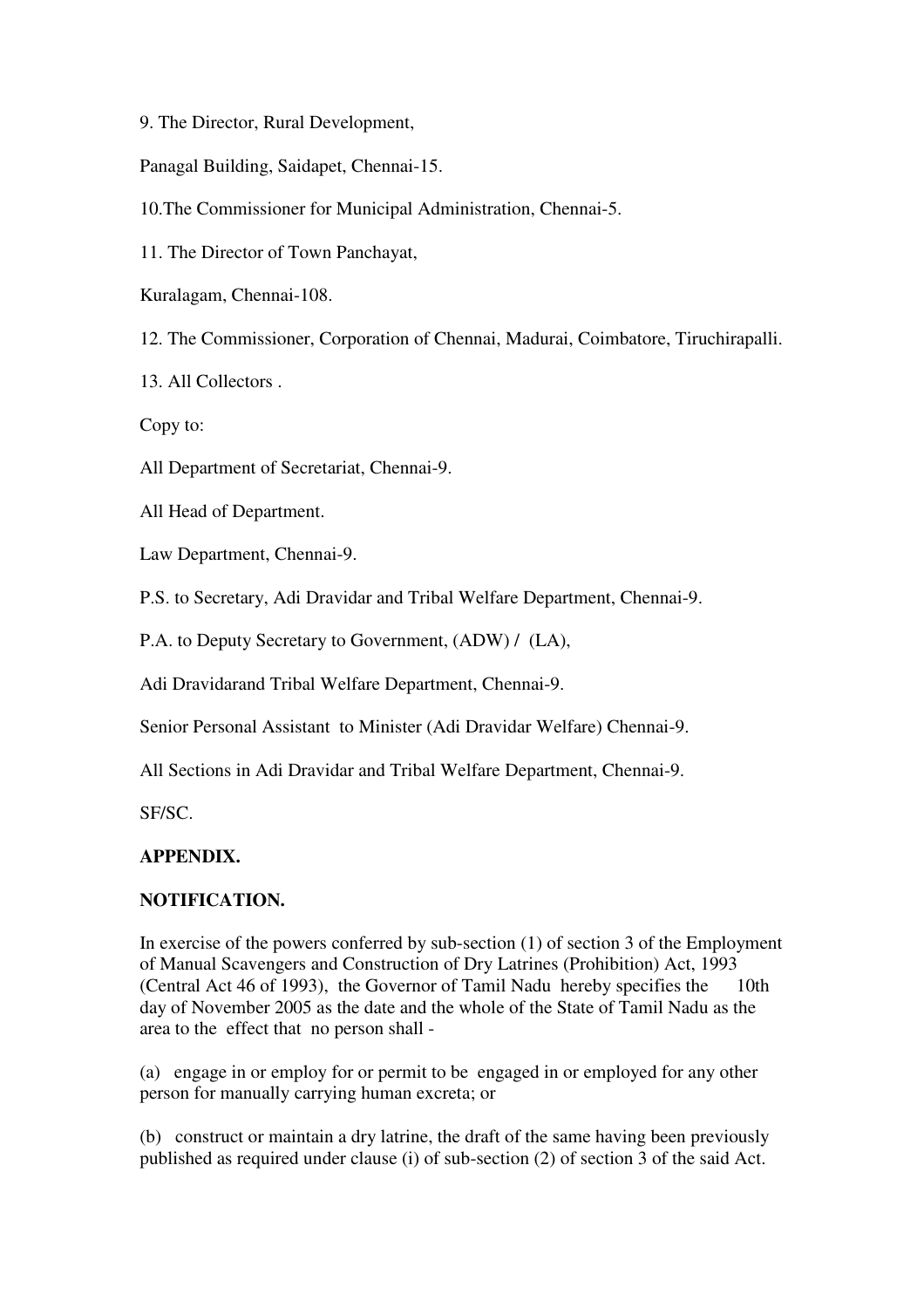9. The Director, Rural Development,

Panagal Building, Saidapet, Chennai-15.

10.The Commissioner for Municipal Administration, Chennai-5.

11. The Director of Town Panchayat,

Kuralagam, Chennai-108.

12. The Commissioner, Corporation of Chennai, Madurai, Coimbatore, Tiruchirapalli.

13. All Collectors .

Copy to:

All Department of Secretariat, Chennai-9.

All Head of Department.

Law Department, Chennai-9.

P.S. to Secretary, Adi Dravidar and Tribal Welfare Department, Chennai-9.

P.A. to Deputy Secretary to Government, (ADW) / (LA),

Adi Dravidarand Tribal Welfare Department, Chennai-9.

Senior Personal Assistant to Minister (Adi Dravidar Welfare) Chennai-9.

All Sections in Adi Dravidar and Tribal Welfare Department, Chennai-9.

SF/SC.

**APPENDIX.**

**NOTIFICATION.**

In exercise of the powers conferred by sub-section (1) of section 3 of the Employment of Manual Scavengers and Construction of Dry Latrines (Prohibition) Act, 1993 (Central Act 46 of 1993), the Governor of Tamil Nadu hereby specifies the 10th day of November 2005 as the date and the whole of the State of Tamil Nadu as the area to the effect that no person shall -

(a) engage in or employ for or permit to be engaged in or employed for any other person for manually carrying human excreta; or

(b) construct or maintain a dry latrine, the draft of the same having been previously published as required under clause (i) of sub-section (2) of section 3 of the said Act.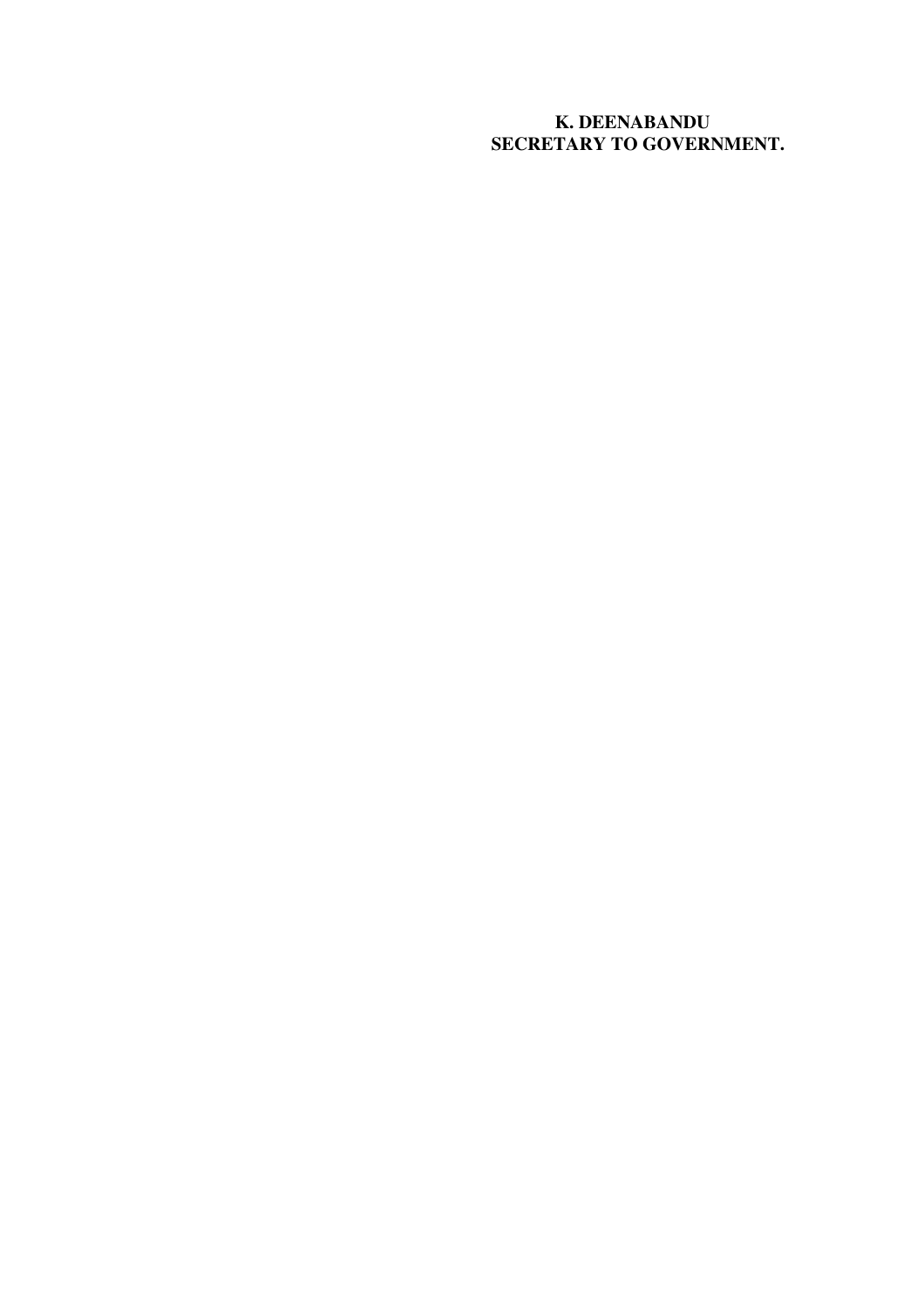**K. DEENABANDU**
**SECRETARY TO GOVERNMENT.**